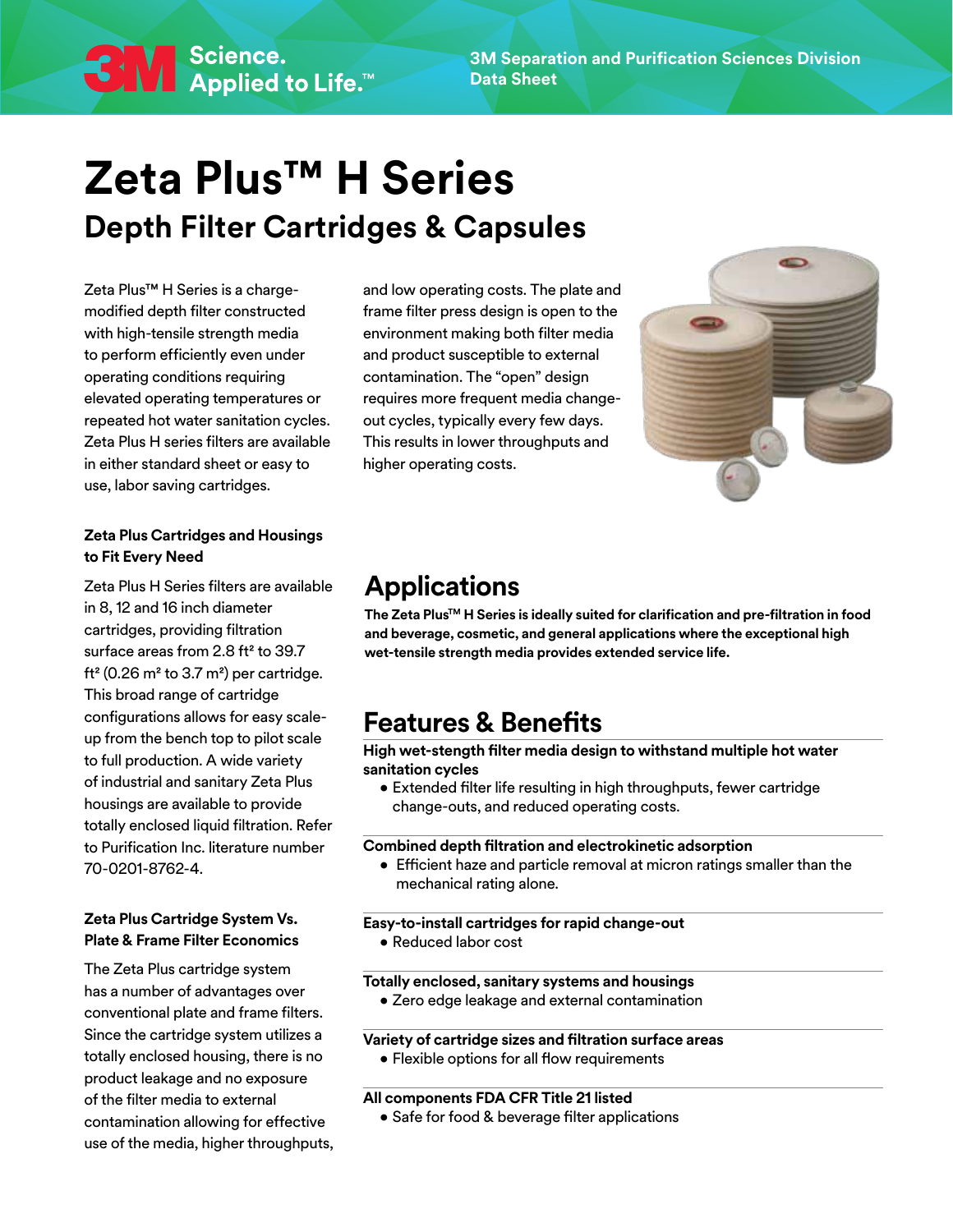# Zeta Plus™ H Series

## Depth Filter Cartridges & Capsules

Zeta Plus™ H Series is a charge-modified depth filter constructed with high-tensile strength media to perform efficiently even under operating conditions requiring elevated operating temperatures or repeated hot water sanitation cycles. Zeta Plus H series filters are available in either standard sheet or easy to use, labor saving cartridges.

### Zeta Plus Cartridges and Housings to Fit Every Need

Zeta Plus H Series filters are available in 8, 12 and 16 inch diameter cartridges, providing filtration surface areas from 2.8 ft² to 39.7 ft² (0.26 m² to 3.7 m²) per cartridge. This broad range of cartridge configurations allows for easy scale-up from the bench top to pilot scale to full production. A wide variety of industrial and sanitary Zeta Plus housings are available to provide totally enclosed liquid filtration. Refer to Purification Inc. literature number 70-0201-8762-4.

### Zeta Plus Cartridge System Vs. Plate & Frame Filter Economics

The Zeta Plus cartridge system has a number of advantages over conventional plate and frame filters. Since the cartridge system utilizes a totally enclosed housing, there is no product leakage and no exposure of the filter media to external contamination allowing for effective use of the media, higher throughputs, and low operating costs. The plate and frame filter press design is open to the environment making both filter media and product susceptible to external contamination. The "open" design requires more frequent media change-out cycles, typically every few days. This results in lower throughputs and higher operating costs.

## Applications

**The Zeta Plus™ H Series is ideally suited for clarification and pre-filtration in food and beverage, cosmetic, and general applications where the exceptional high wet-tensile strength media provides extended service life.**

## Features & Benefits

**High wet-stength filter media design to withstand multiple hot water sanitation cycles**

- Extended filter life resulting in high throughputs, fewer cartridge change-outs, and reduced operating costs.

**Combined depth filtration and electrokinetic adsorption**

- Efficient haze and particle removal at micron ratings smaller than the mechanical rating alone.

**Easy-to-install cartridges for rapid change-out**

- Reduced labor cost

**Totally enclosed, sanitary systems and housings**

- Zero edge leakage and external contamination

**Variety of cartridge sizes and filtration surface areas**

- Flexible options for all flow requirements

**All components FDA CFR Title 21 listed**

- Safe for food & beverage filter applications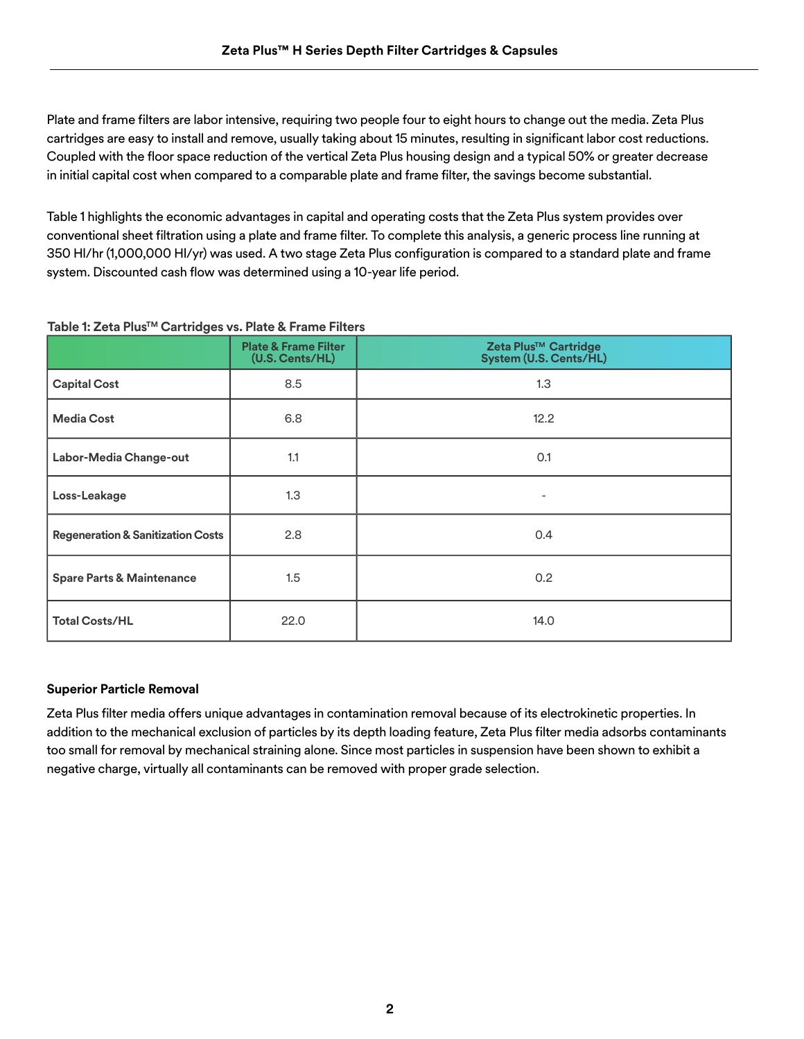Plate and frame filters are labor intensive, requiring two people four to eight hours to change out the media. Zeta Plus cartridges are easy to install and remove, usually taking about 15 minutes, resulting in significant labor cost reductions. Coupled with the floor space reduction of the vertical Zeta Plus housing design and a typical 50% or greater decrease in initial capital cost when compared to a comparable plate and frame filter, the savings become substantial.

Table 1 highlights the economic advantages in capital and operating costs that the Zeta Plus system provides over conventional sheet filtration using a plate and frame filter. To complete this analysis, a generic process line running at 350 Hl/hr (1,000,000 Hl/yr) was used. A two stage Zeta Plus configuration is compared to a standard plate and frame system. Discounted cash flow was determined using a 10-year life period.

**Table 1: Zeta Plus™ Cartridges vs. Plate & Frame Filters**

| | Plate & Frame Filter (U.S. Cents/HL) | Zeta Plus™ Cartridge System (U.S. Cents/HL) |
|---|---|---|
| **Capital Cost** | 8.5 | 1.3 |
| **Media Cost** | 6.8 | 12.2 |
| **Labor-Media Change-out** | 1.1 | 0.1 |
| **Loss-Leakage** | 1.3 | - |
| **Regeneration & Sanitization Costs** | 2.8 | 0.4 |
| **Spare Parts & Maintenance** | 1.5 | 0.2 |
| **Total Costs/HL** | 22.0 | 14.0 |

### Superior Particle Removal

Zeta Plus filter media offers unique advantages in contamination removal because of its electrokinetic properties. In addition to the mechanical exclusion of particles by its depth loading feature, Zeta Plus filter media adsorbs contaminants too small for removal by mechanical straining alone. Since most particles in suspension have been shown to exhibit a negative charge, virtually all contaminants can be removed with proper grade selection.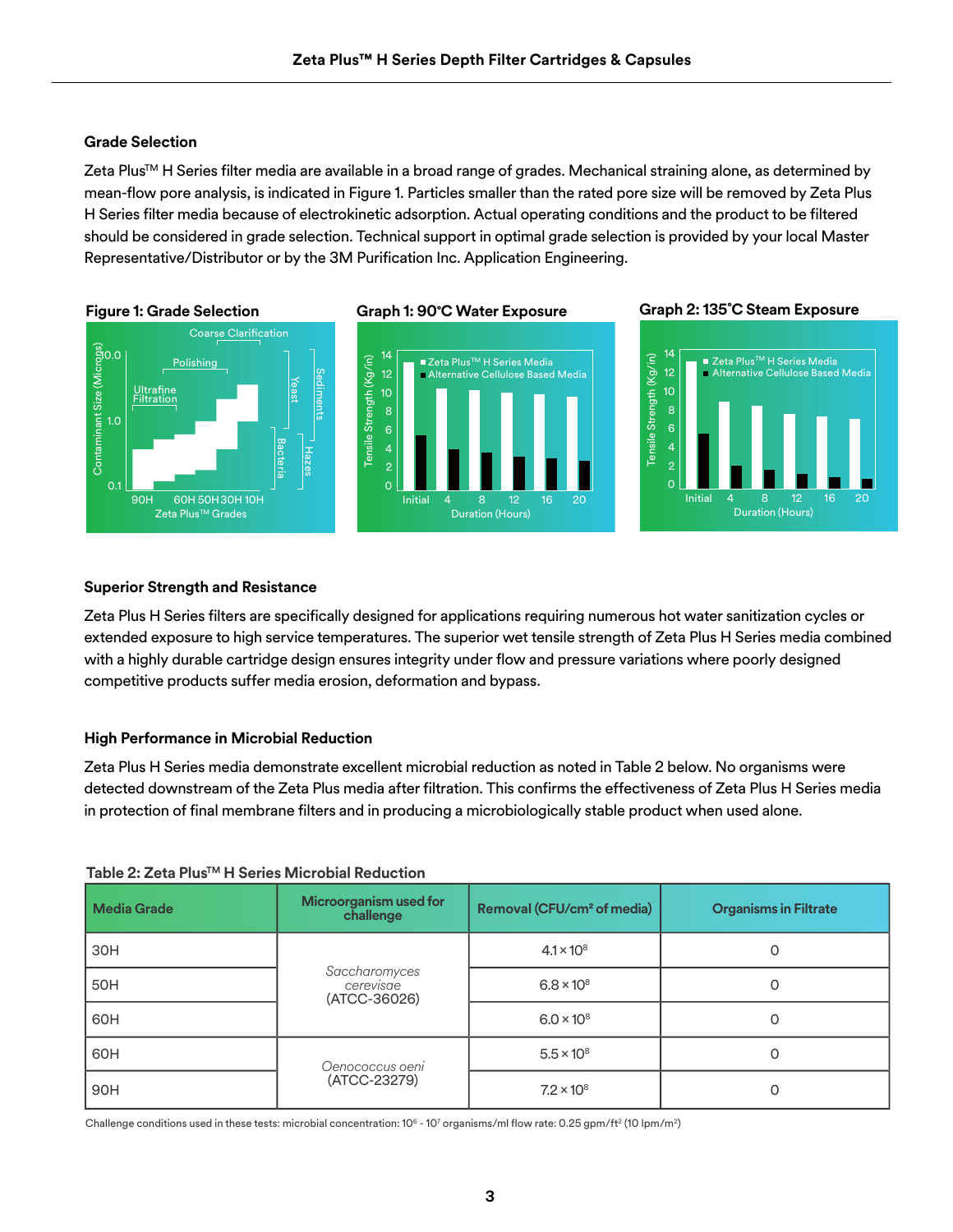## Grade Selection

Zeta Plus™ H Series filter media are available in a broad range of grades. Mechanical straining alone, as determined by mean-flow pore analysis, is indicated in Figure 1. Particles smaller than the rated pore size will be removed by Zeta Plus H Series filter media because of electrokinetic adsorption. Actual operating conditions and the product to be filtered should be considered in grade selection. Technical support in optimal grade selection is provided by your local Master Representative/Distributor or by the 3M Purification Inc. Application Engineering.

**Figure 1: Grade Selection**

**Graph 1: 90°C Water Exposure**

**Graph 2: 135°C Steam Exposure**

## Superior Strength and Resistance

Zeta Plus H Series filters are specifically designed for applications requiring numerous hot water sanitization cycles or extended exposure to high service temperatures. The superior wet tensile strength of Zeta Plus H Series media combined with a highly durable cartridge design ensures integrity under flow and pressure variations where poorly designed competitive products suffer media erosion, deformation and bypass.

## High Performance in Microbial Reduction

Zeta Plus H Series media demonstrate excellent microbial reduction as noted in Table 2 below. No organisms were detected downstream of the Zeta Plus media after filtration. This confirms the effectiveness of Zeta Plus H Series media in protection of final membrane filters and in producing a microbiologically stable product when used alone.

**Table 2: Zeta Plus™ H Series Microbial Reduction**

| Media Grade | Microorganism used for challenge | Removal (CFU/cm² of media) | Organisms in Filtrate |
|---|---|---|---|
| 30H | *Saccharomyces cerevisae* (ATCC-36026) | $4.1 \times 10^8$ | 0 |
| 50H | | $6.8 \times 10^8$ | 0 |
| 60H | | $6.0 \times 10^8$ | 0 |
| 60H | *Oenococcus oeni* (ATCC-23279) | $5.5 \times 10^8$ | 0 |
| 90H | | $7.2 \times 10^8$ | 0 |

Challenge conditions used in these tests: microbial concentration: $10^6$ - $10^7$ organisms/ml flow rate: 0.25 gpm/ft² (10 lpm/m²)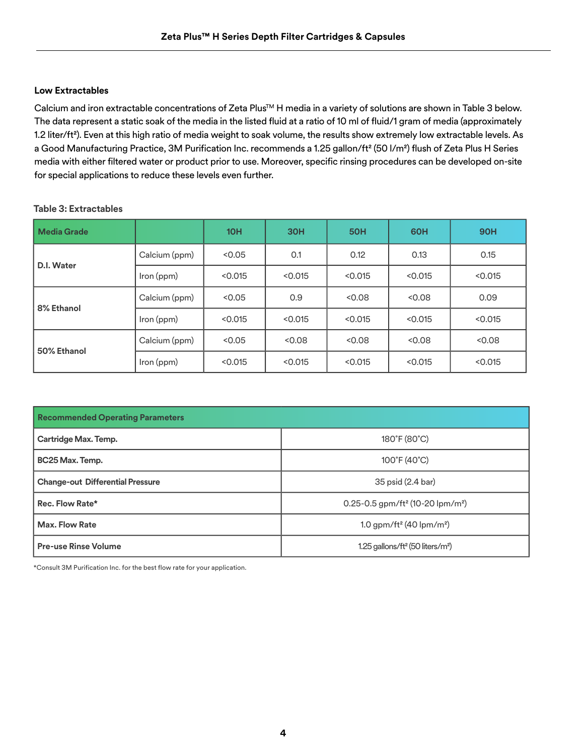## Low Extractables

Calcium and iron extractable concentrations of Zeta Plus™ H media in a variety of solutions are shown in Table 3 below. The data represent a static soak of the media in the listed fluid at a ratio of 10 ml of fluid/1 gram of media (approximately 1.2 liter/ft²). Even at this high ratio of media weight to soak volume, the results show extremely low extractable levels. As a Good Manufacturing Practice, 3M Purification Inc. recommends a 1.25 gallon/ft² (50 l/m²) flush of Zeta Plus H Series media with either filtered water or product prior to use. Moreover, specific rinsing procedures can be developed on-site for special applications to reduce these levels even further.

**Table 3: Extractables**

| Media Grade | | 10H | 30H | 50H | 60H | 90H |
|---|---|---|---|---|---|---|
| D.I. Water | Calcium (ppm) | <0.05 | 0.1 | 0.12 | 0.13 | 0.15 |
| | Iron (ppm) | <0.015 | <0.015 | <0.015 | <0.015 | <0.015 |
| 8% Ethanol | Calcium (ppm) | <0.05 | 0.9 | <0.08 | <0.08 | 0.09 |
| | Iron (ppm) | <0.015 | <0.015 | <0.015 | <0.015 | <0.015 |
| 50% Ethanol | Calcium (ppm) | <0.05 | <0.08 | <0.08 | <0.08 | <0.08 |
| | Iron (ppm) | <0.015 | <0.015 | <0.015 | <0.015 | <0.015 |

| Recommended Operating Parameters | |
|---|---|
| Cartridge Max. Temp. | 180°F (80°C) |
| BC25 Max. Temp. | 100°F (40°C) |
| Change-out Differential Pressure | 35 psid (2.4 bar) |
| Rec. Flow Rate* | 0.25-0.5 gpm/ft² (10-20 lpm/m²) |
| Max. Flow Rate | 1.0 gpm/ft² (40 lpm/m²) |
| Pre-use Rinse Volume | 1.25 gallons/ft² (50 liters/m²) |

*Consult 3M Purification Inc. for the best flow rate for your application.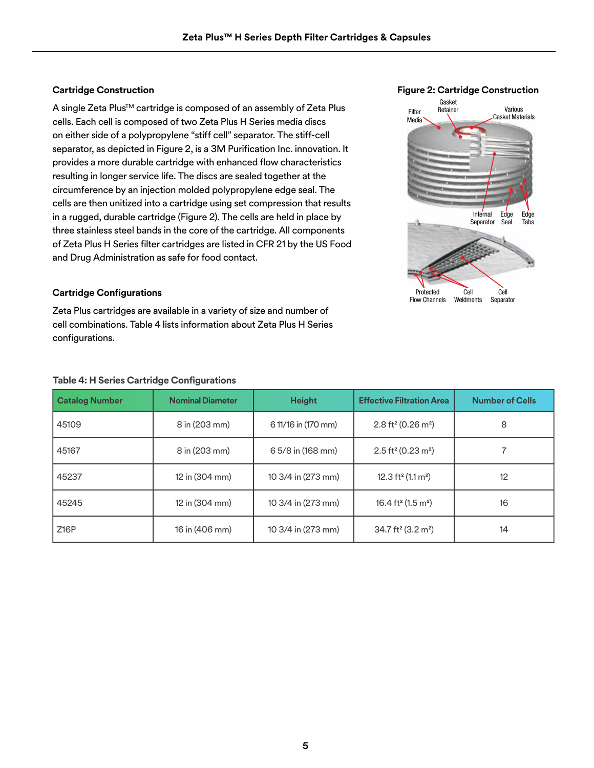### Cartridge Construction

A single Zeta Plus™ cartridge is composed of an assembly of Zeta Plus cells. Each cell is composed of two Zeta Plus H Series media discs on either side of a polypropylene "stiff cell" separator. The stiff-cell separator, as depicted in Figure 2, is a 3M Purification Inc. innovation. It provides a more durable cartridge with enhanced flow characteristics resulting in longer service life. The discs are sealed together at the circumference by an injection molded polypropylene edge seal. The cells are then unitized into a cartridge using set compression that results in a rugged, durable cartridge (Figure 2). The cells are held in place by three stainless steel bands in the core of the cartridge. All components of Zeta Plus H Series filter cartridges are listed in CFR 21 by the US Food and Drug Administration as safe for food contact.

**Figure 2: Cartridge Construction**

Filter Media, Gasket Retainer, Various Gasket Materials, Internal Separator, Edge Seal, Edge Tabs, Protected Flow Channels, Cell Weldments, Cell Separator

### Cartridge Configurations

Zeta Plus cartridges are available in a variety of size and number of cell combinations. Table 4 lists information about Zeta Plus H Series configurations.

**Table 4: H Series Cartridge Configurations**

| Catalog Number | Nominal Diameter | Height | Effective Filtration Area | Number of Cells |
|---|---|---|---|---|
| 45109 | 8 in (203 mm) | 6 11/16 in (170 mm) | 2.8 $ft^2$ (0.26 $m^2$) | 8 |
| 45167 | 8 in (203 mm) | 6 5/8 in (168 mm) | 2.5 $ft^2$ (0.23 $m^2$) | 7 |
| 45237 | 12 in (304 mm) | 10 3/4 in (273 mm) | 12.3 $ft^2$ (1.1 $m^2$) | 12 |
| 45245 | 12 in (304 mm) | 10 3/4 in (273 mm) | 16.4 $ft^2$ (1.5 $m^2$) | 16 |
| Z16P | 16 in (406 mm) | 10 3/4 in (273 mm) | 34.7 $ft^2$ (3.2 $m^2$) | 14 |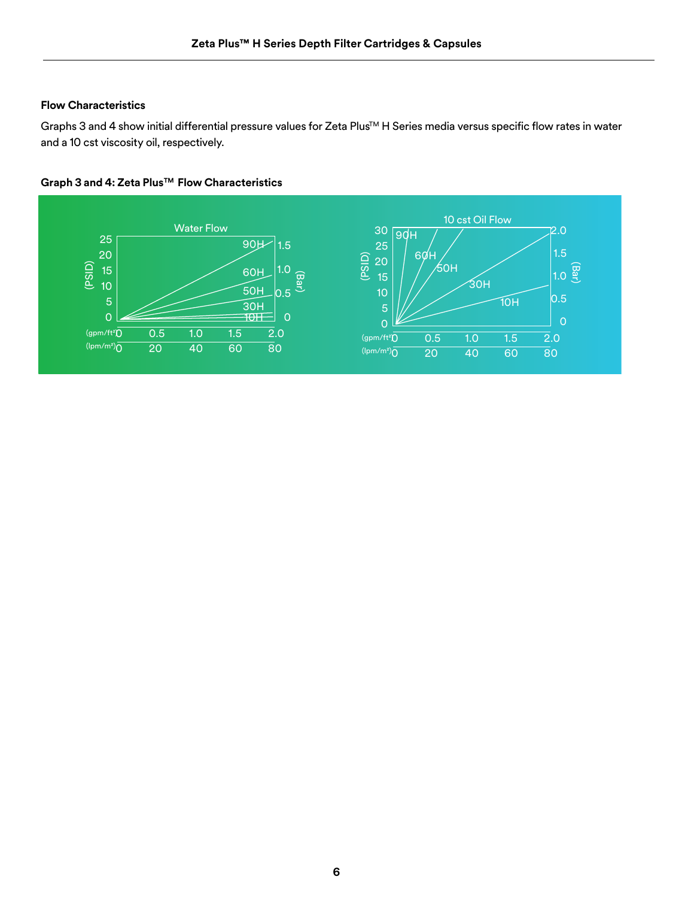## Flow Characteristics

Graphs 3 and 4 show initial differential pressure values for Zeta Plus™ H Series media versus specific flow rates in water and a 10 cst viscosity oil, respectively.

**Graph 3 and 4: Zeta Plus™ Flow Characteristics**

Water Flow

(PSID) 0, 5, 10, 15, 20, 25 — (Bar) 0, 0.5, 1.0, 1.5

90H, 60H, 50H, 30H, 10H

(gpm/ft²) 0, 0.5, 1.0, 1.5, 2.0
(lpm/m²) 0, 20, 40, 60, 80

10 cst Oil Flow

(PSID) 0, 5, 10, 15, 20, 25, 30 — (Bar) 0, 0.5, 1.0, 1.5, 2.0

90H, 60H, 50H, 30H, 10H

(gpm/ft²) 0, 0.5, 1.0, 1.5, 2.0
(lpm/m²) 0, 20, 40, 60, 80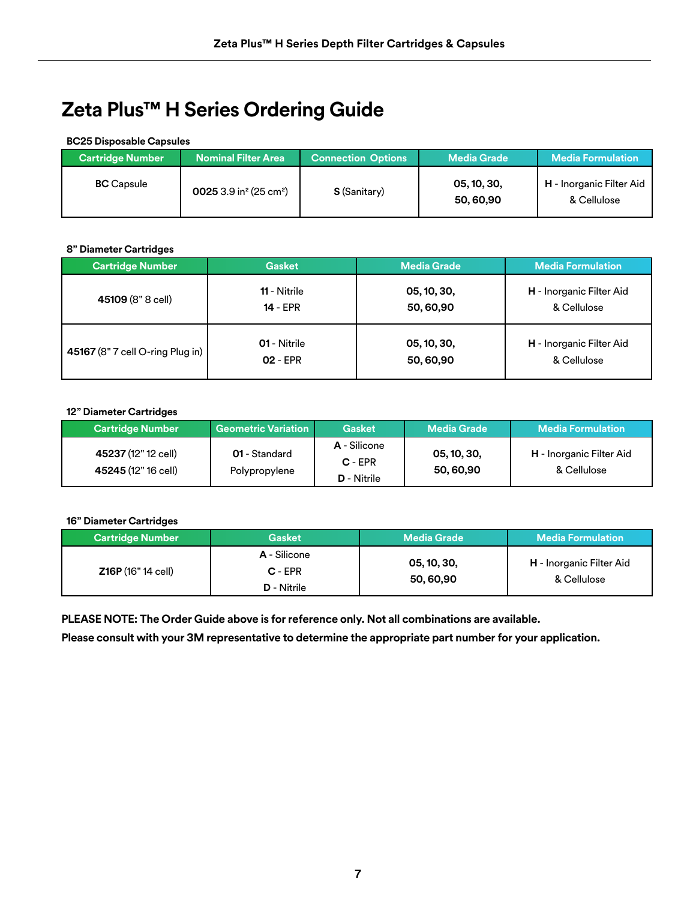# Zeta Plus™ H Series Ordering Guide

**BC25 Disposable Capsules**

| Cartridge Number | Nominal Filter Area | Connection Options | Media Grade | Media Formulation |
|---|---|---|---|---|
| **BC** Capsule | **0025** 3.9 in² (25 cm²) | **S** (Sanitary) | **05, 10, 30, 50, 60,90** | **H** - Inorganic Filter Aid & Cellulose |

**8" Diameter Cartridges**

| Cartridge Number | Gasket | Media Grade | Media Formulation |
|---|---|---|---|
| **45109** (8" 8 cell) | **11** - Nitrile<br>**14** - EPR | **05, 10, 30, 50, 60,90** | **H** - Inorganic Filter Aid & Cellulose |
| **45167** (8" 7 cell O-ring Plug in) | **01** - Nitrile<br>**02** - EPR | **05, 10, 30, 50, 60,90** | **H** - Inorganic Filter Aid & Cellulose |

**12" Diameter Cartridges**

| Cartridge Number | Geometric Variation | Gasket | Media Grade | Media Formulation |
|---|---|---|---|---|
| **45237** (12" 12 cell)<br>**45245** (12" 16 cell) | **01** - Standard Polypropylene | **A** - Silicone<br>**C** - EPR<br>**D** - Nitrile | **05, 10, 30, 50, 60,90** | **H** - Inorganic Filter Aid & Cellulose |

**16" Diameter Cartridges**

| Cartridge Number | Gasket | Media Grade | Media Formulation |
|---|---|---|---|
| **Z16P** (16" 14 cell) | **A** - Silicone<br>**C** - EPR<br>**D** - Nitrile | **05, 10, 30, 50, 60,90** | **H** - Inorganic Filter Aid & Cellulose |

**PLEASE NOTE: The Order Guide above is for reference only. Not all combinations are available.**
**Please consult with your 3M representative to determine the appropriate part number for your application.**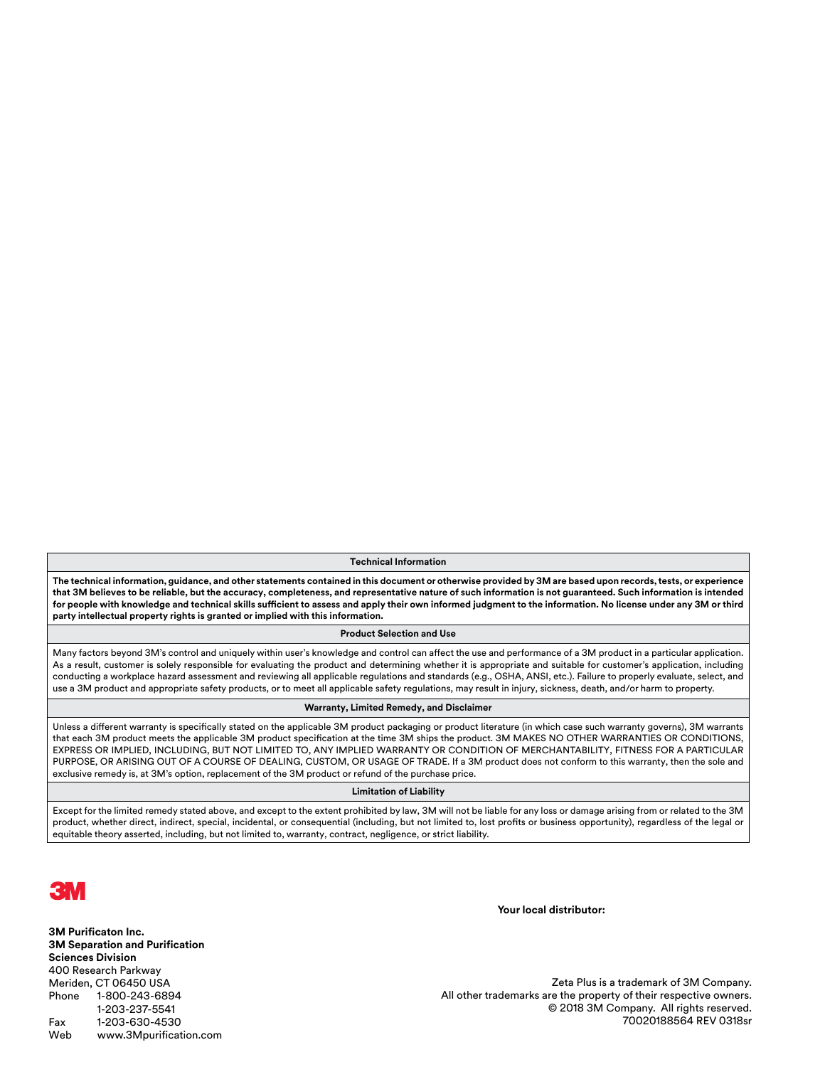### Technical Information

**The technical information, guidance, and other statements contained in this document or otherwise provided by 3M are based upon records, tests, or experience that 3M believes to be reliable, but the accuracy, completeness, and representative nature of such information is not guaranteed. Such information is intended for people with knowledge and technical skills sufficient to assess and apply their own informed judgment to the information. No license under any 3M or third party intellectual property rights is granted or implied with this information.**

### Product Selection and Use

Many factors beyond 3M's control and uniquely within user's knowledge and control can affect the use and performance of a 3M product in a particular application. As a result, customer is solely responsible for evaluating the product and determining whether it is appropriate and suitable for customer's application, including conducting a workplace hazard assessment and reviewing all applicable regulations and standards (e.g., OSHA, ANSI, etc.). Failure to properly evaluate, select, and use a 3M product and appropriate safety products, or to meet all applicable safety regulations, may result in injury, sickness, death, and/or harm to property.

### Warranty, Limited Remedy, and Disclaimer

Unless a different warranty is specifically stated on the applicable 3M product packaging or product literature (in which case such warranty governs), 3M warrants that each 3M product meets the applicable 3M product specification at the time 3M ships the product. 3M MAKES NO OTHER WARRANTIES OR CONDITIONS, EXPRESS OR IMPLIED, INCLUDING, BUT NOT LIMITED TO, ANY IMPLIED WARRANTY OR CONDITION OF MERCHANTABILITY, FITNESS FOR A PARTICULAR PURPOSE, OR ARISING OUT OF A COURSE OF DEALING, CUSTOM, OR USAGE OF TRADE. If a 3M product does not conform to this warranty, then the sole and exclusive remedy is, at 3M's option, replacement of the 3M product or refund of the purchase price.

### Limitation of Liability

Except for the limited remedy stated above, and except to the extent prohibited by law, 3M will not be liable for any loss or damage arising from or related to the 3M product, whether direct, indirect, special, incidental, or consequential (including, but not limited to, lost profits or business opportunity), regardless of the legal or equitable theory asserted, including, but not limited to, warranty, contract, negligence, or strict liability.

3M

**3M Purificaton Inc.**
**3M Separation and Purification Sciences Division**
400 Research Parkway
Meriden, CT 06450 USA
Phone 1-800-243-6894
1-203-237-5541
Fax 1-203-630-4530
Web www.3Mpurification.com

**Your local distributor:**

Zeta Plus is a trademark of 3M Company.
All other trademarks are the property of their respective owners.
© 2018 3M Company. All rights reserved.
70020188564 REV 0318sr